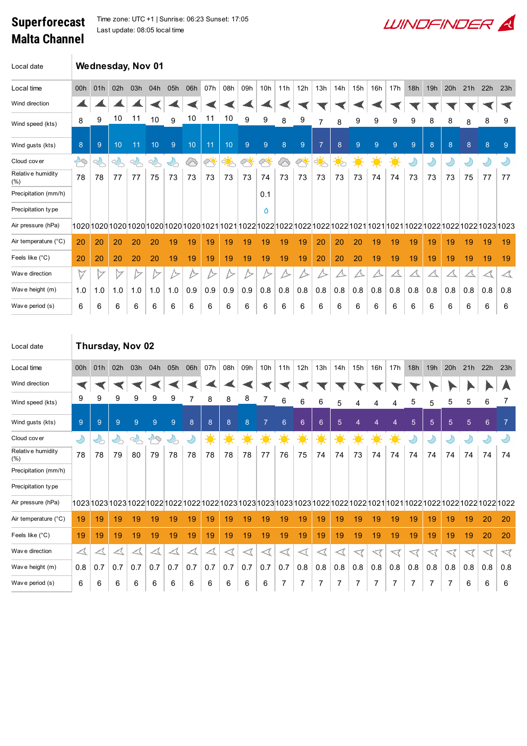# Superforecast Malta Channel

Time zone: UTC +1 | Sunrise: 06:23 Sunset: 17:05
Last update: 08:05 local time

WINDFINDER

## Wednesday, Nov 01

| Local time | 00h | 01h | 02h | 03h | 04h | 05h | 06h | 07h | 08h | 09h | 10h | 11h | 12h | 13h | 14h | 15h | 16h | 17h | 18h | 19h | 20h | 21h | 22h | 23h |
|---|---|---|---|---|---|---|---|---|---|---|---|---|---|---|---|---|---|---|---|---|---|---|---|---|
| Wind direction | | | | | | | | | | | | | | | | | | | | | | | | |
| Wind speed (kts) | 8 | 9 | 10 | 11 | 10 | 9 | 10 | 11 | 10 | 9 | 9 | 8 | 9 | 7 | 8 | 9 | 9 | 9 | 9 | 8 | 8 | 8 | 8 | 9 |
| Wind gusts (kts) | 8 | 9 | 10 | 11 | 10 | 9 | 10 | 11 | 10 | 9 | 9 | 8 | 9 | 7 | 8 | 9 | 9 | 9 | 9 | 8 | 8 | 8 | 8 | 9 |
| Cloud cover | | | | | | | | | | | | | | | | | | | | | | | | |
| Relative humidity (%) | 78 | 78 | 77 | 77 | 75 | 73 | 73 | 73 | 73 | 73 | 74 | 73 | 73 | 73 | 73 | 73 | 74 | 74 | 73 | 73 | 73 | 75 | 77 | 77 |
| Precipitation (mm/h) | | | | | | | | | | | 0.1 | | | | | | | | | | | | | |
| Precipitation type | | | | | | | | | | | | | | | | | | | | | | | | |
| Air pressure (hPa) | 1020 | 1020 | 1020 | 1020 | 1020 | 1020 | 1020 | 1021 | 1021 | 1022 | 1022 | 1022 | 1022 | 1022 | 1022 | 1021 | 1021 | 1021 | 1022 | 1022 | 1022 | 1022 | 1023 | 1023 |
| Air temperature (°C) | 20 | 20 | 20 | 20 | 20 | 19 | 19 | 19 | 19 | 19 | 19 | 19 | 19 | 20 | 20 | 20 | 19 | 19 | 19 | 19 | 19 | 19 | 19 | 19 |
| Feels like (°C) | 20 | 20 | 20 | 20 | 20 | 19 | 19 | 19 | 19 | 19 | 19 | 19 | 19 | 20 | 20 | 20 | 19 | 19 | 19 | 19 | 19 | 19 | 19 | 19 |
| Wave direction | | | | | | | | | | | | | | | | | | | | | | | | |
| Wave height (m) | 1.0 | 1.0 | 1.0 | 1.0 | 1.0 | 1.0 | 0.9 | 0.9 | 0.9 | 0.9 | 0.8 | 0.8 | 0.8 | 0.8 | 0.8 | 0.8 | 0.8 | 0.8 | 0.8 | 0.8 | 0.8 | 0.8 | 0.8 | 0.8 |
| Wave period (s) | 6 | 6 | 6 | 6 | 6 | 6 | 6 | 6 | 6 | 6 | 6 | 6 | 6 | 6 | 6 | 6 | 6 | 6 | 6 | 6 | 6 | 6 | 6 | 6 |

## Thursday, Nov 02

| Local time | 00h | 01h | 02h | 03h | 04h | 05h | 06h | 07h | 08h | 09h | 10h | 11h | 12h | 13h | 14h | 15h | 16h | 17h | 18h | 19h | 20h | 21h | 22h | 23h |
|---|---|---|---|---|---|---|---|---|---|---|---|---|---|---|---|---|---|---|---|---|---|---|---|---|
| Wind direction | | | | | | | | | | | | | | | | | | | | | | | | |
| Wind speed (kts) | 9 | 9 | 9 | 9 | 9 | 9 | 7 | 8 | 8 | 8 | 7 | 6 | 6 | 6 | 5 | 4 | 4 | 4 | 5 | 5 | 5 | 5 | 6 | 7 |
| Wind gusts (kts) | 9 | 9 | 9 | 9 | 9 | 9 | 8 | 8 | 8 | 8 | 7 | 6 | 6 | 6 | 5 | 4 | 4 | 4 | 5 | 5 | 5 | 5 | 6 | 7 |
| Cloud cover | | | | | | | | | | | | | | | | | | | | | | | | |
| Relative humidity (%) | 78 | 78 | 79 | 80 | 79 | 78 | 78 | 78 | 78 | 78 | 77 | 76 | 75 | 74 | 74 | 73 | 74 | 74 | 74 | 74 | 74 | 74 | 74 | 74 |
| Precipitation (mm/h) | | | | | | | | | | | | | | | | | | | | | | | | |
| Precipitation type | | | | | | | | | | | | | | | | | | | | | | | | |
| Air pressure (hPa) | 1023 | 1023 | 1023 | 1022 | 1022 | 1022 | 1022 | 1022 | 1023 | 1023 | 1023 | 1023 | 1023 | 1022 | 1022 | 1022 | 1021 | 1021 | 1022 | 1022 | 1022 | 1022 | 1022 | 1022 |
| Air temperature (°C) | 19 | 19 | 19 | 19 | 19 | 19 | 19 | 19 | 19 | 19 | 19 | 19 | 19 | 19 | 19 | 19 | 19 | 19 | 19 | 19 | 19 | 19 | 20 | 20 |
| Feels like (°C) | 19 | 19 | 19 | 19 | 19 | 19 | 19 | 19 | 19 | 19 | 19 | 19 | 19 | 19 | 19 | 19 | 19 | 19 | 19 | 19 | 19 | 19 | 20 | 20 |
| Wave direction | | | | | | | | | | | | | | | | | | | | | | | | |
| Wave height (m) | 0.8 | 0.7 | 0.7 | 0.7 | 0.7 | 0.7 | 0.7 | 0.7 | 0.7 | 0.7 | 0.7 | 0.7 | 0.8 | 0.8 | 0.8 | 0.8 | 0.8 | 0.8 | 0.8 | 0.8 | 0.8 | 0.8 | 0.8 | 0.8 |
| Wave period (s) | 6 | 6 | 6 | 6 | 6 | 6 | 6 | 6 | 6 | 6 | 6 | 7 | 7 | 7 | 7 | 7 | 7 | 7 | 7 | 7 | 7 | 6 | 6 | 6 |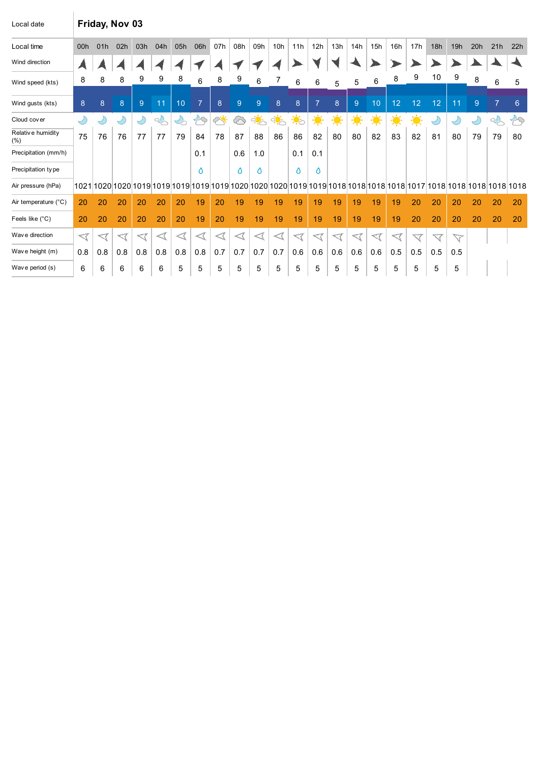| Local date | Friday, Nov 03 | | | | | | | | | | | | | | | | | | | | | | |
|---|---|---|---|---|---|---|---|---|---|---|---|---|---|---|---|---|---|---|---|---|---|---|---|
| Local time | 00h | 01h | 02h | 03h | 04h | 05h | 06h | 07h | 08h | 09h | 10h | 11h | 12h | 13h | 14h | 15h | 16h | 17h | 18h | 19h | 20h | 21h | 22h |
| Wind direction | | | | | | | | | | | | | | | | | | | | | | | |
| Wind speed (kts) | 8 | 8 | 8 | 9 | 9 | 8 | 6 | 8 | 9 | 6 | 7 | 6 | 6 | 5 | 5 | 6 | 8 | 9 | 10 | 9 | 8 | 6 | 5 |
| Wind gusts (kts) | 8 | 8 | 8 | 9 | 11 | 10 | 7 | 8 | 9 | 9 | 8 | 8 | 7 | 8 | 9 | 10 | 12 | 12 | 12 | 11 | 9 | 7 | 6 |
| Cloud cover | | | | | | | | | | | | | | | | | | | | | | | |
| Relative humidity (%) | 75 | 76 | 76 | 77 | 77 | 79 | 84 | 78 | 87 | 88 | 86 | 86 | 82 | 80 | 80 | 82 | 83 | 82 | 81 | 80 | 79 | 79 | 80 |
| Precipitation (mm/h) | | | | | | | 0.1 | | 0.6 | 1.0 | | 0.1 | 0.1 | | | | | | | | | | |
| Precipitation type | | | | | | | | | | | | | | | | | | | | | | | |
| Air pressure (hPa) | 1021 | 1020 | 1020 | 1019 | 1019 | 1019 | 1019 | 1019 | 1020 | 1020 | 1020 | 1019 | 1019 | 1018 | 1018 | 1018 | 1018 | 1017 | 1018 | 1018 | 1018 | 1018 | 1018 |
| Air temperature (°C) | 20 | 20 | 20 | 20 | 20 | 20 | 19 | 20 | 19 | 19 | 19 | 19 | 19 | 19 | 19 | 19 | 19 | 20 | 20 | 20 | 20 | 20 | 20 |
| Feels like (°C) | 20 | 20 | 20 | 20 | 20 | 20 | 19 | 20 | 19 | 19 | 19 | 19 | 19 | 19 | 19 | 19 | 19 | 20 | 20 | 20 | 20 | 20 | 20 |
| Wave direction | | | | | | | | | | | | | | | | | | | | | | | |
| Wave height (m) | 0.8 | 0.8 | 0.8 | 0.8 | 0.8 | 0.8 | 0.8 | 0.7 | 0.7 | 0.7 | 0.7 | 0.6 | 0.6 | 0.6 | 0.6 | 0.6 | 0.5 | 0.5 | 0.5 | 0.5 | | | |
| Wave period (s) | 6 | 6 | 6 | 6 | 6 | 5 | 5 | 5 | 5 | 5 | 5 | 5 | 5 | 5 | 5 | 5 | 5 | 5 | 5 | 5 | | | |